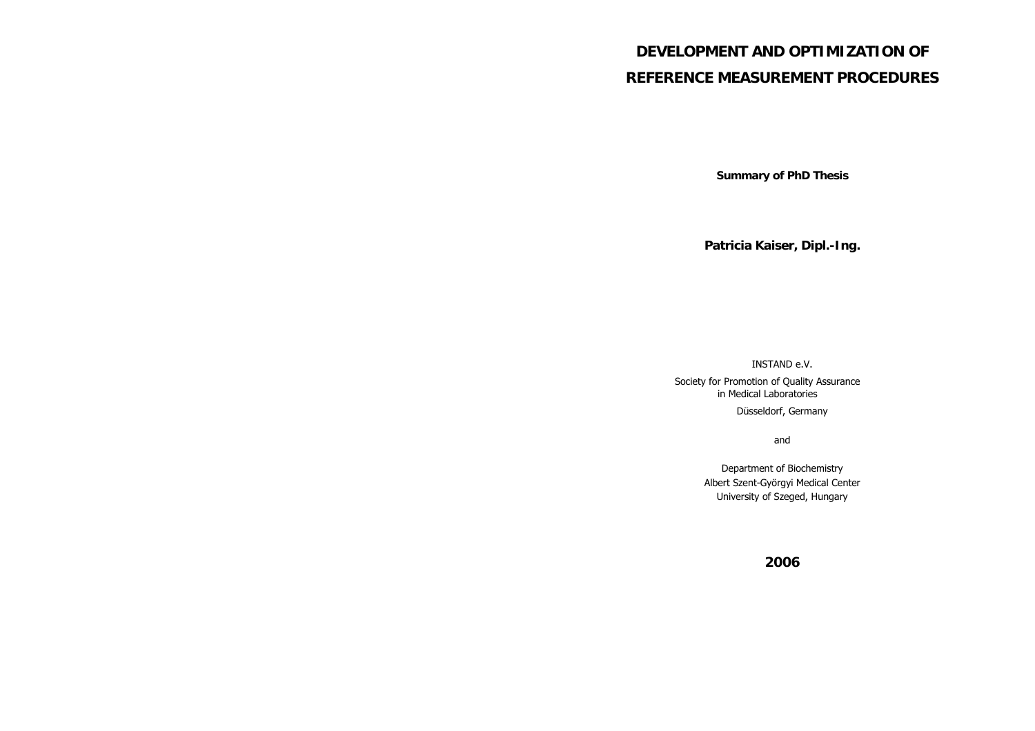# DEVELOPMENT AND OPTIMIZATION OF REFERENCE MEASUREMENT PROCEDURES

**Summary of PhD Thesis**

**Patricia Kaiser, Dipl.-Ing.**

INSTAND e.V.

Society for Promotion of Quality Assurance in Medical Laboratories

Düsseldorf, Germany

and

Department of Biochemistry
Albert Szent-Györgyi Medical Center
University of Szeged, Hungary

**2006**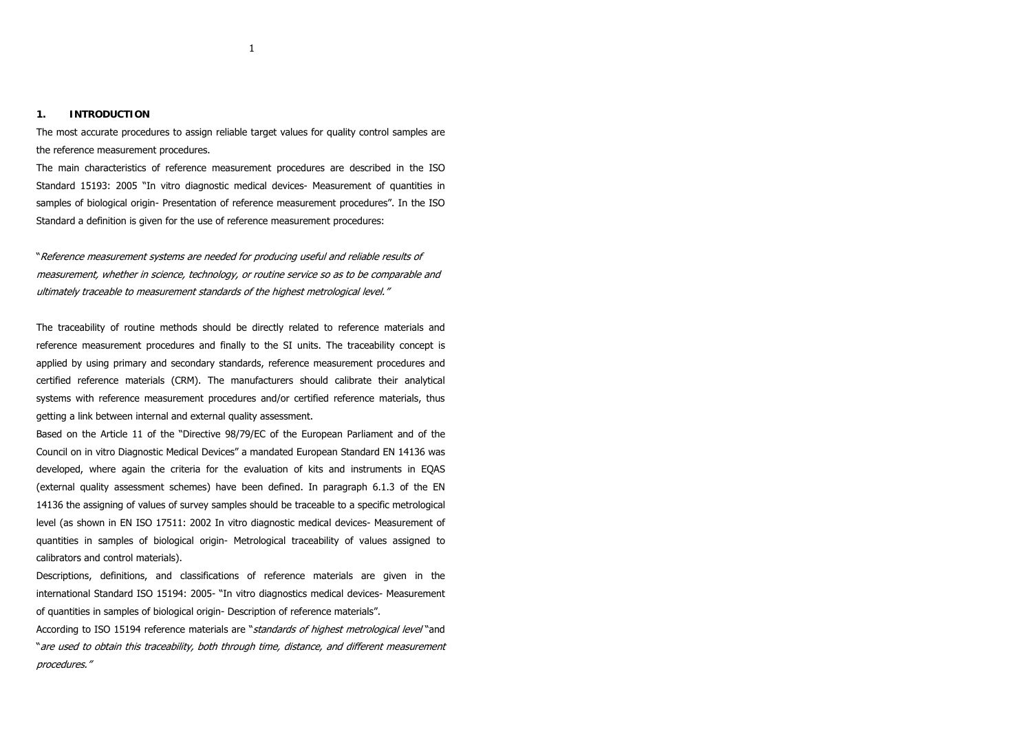## 1. INTRODUCTION

The most accurate procedures to assign reliable target values for quality control samples are the reference measurement procedures.

The main characteristics of reference measurement procedures are described in the ISO Standard 15193: 2005 "In vitro diagnostic medical devices- Measurement of quantities in samples of biological origin- Presentation of reference measurement procedures". In the ISO Standard a definition is given for the use of reference measurement procedures:

"*Reference measurement systems are needed for producing useful and reliable results of measurement, whether in science, technology, or routine service so as to be comparable and ultimately traceable to measurement standards of the highest metrological level.*"

The traceability of routine methods should be directly related to reference materials and reference measurement procedures and finally to the SI units. The traceability concept is applied by using primary and secondary standards, reference measurement procedures and certified reference materials (CRM). The manufacturers should calibrate their analytical systems with reference measurement procedures and/or certified reference materials, thus getting a link between internal and external quality assessment.

Based on the Article 11 of the "Directive 98/79/EC of the European Parliament and of the Council on in vitro Diagnostic Medical Devices" a mandated European Standard EN 14136 was developed, where again the criteria for the evaluation of kits and instruments in EQAS (external quality assessment schemes) have been defined. In paragraph 6.1.3 of the EN 14136 the assigning of values of survey samples should be traceable to a specific metrological level (as shown in EN ISO 17511: 2002 In vitro diagnostic medical devices- Measurement of quantities in samples of biological origin- Metrological traceability of values assigned to calibrators and control materials).

Descriptions, definitions, and classifications of reference materials are given in the international Standard ISO 15194: 2005- "In vitro diagnostics medical devices- Measurement of quantities in samples of biological origin- Description of reference materials".

According to ISO 15194 reference materials are "*standards of highest metrological level* "and "*are used to obtain this traceability, both through time, distance, and different measurement procedures.*"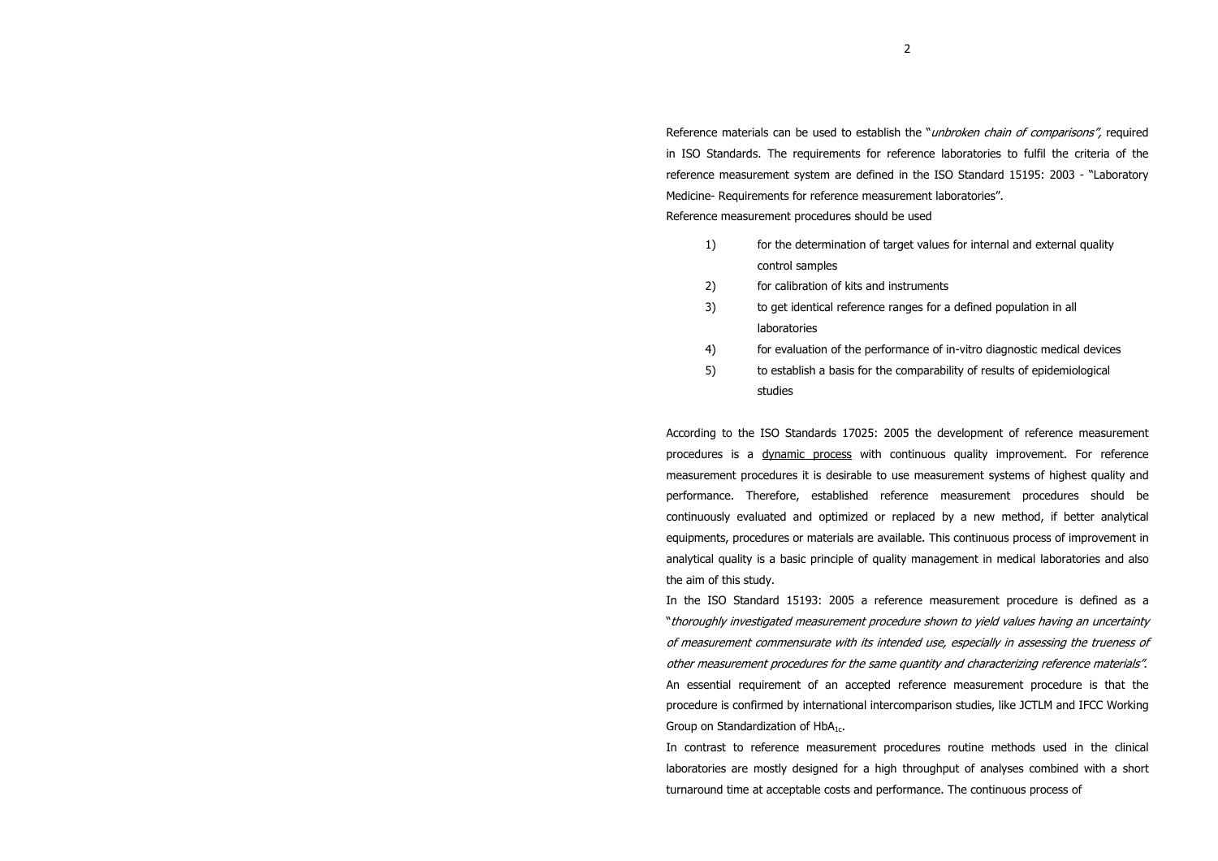Reference materials can be used to establish the "*unbroken chain of comparisons",* required in ISO Standards. The requirements for reference laboratories to fulfil the criteria of the reference measurement system are defined in the ISO Standard 15195: 2003 - "Laboratory Medicine- Requirements for reference measurement laboratories".

Reference measurement procedures should be used

1) for the determination of target values for internal and external quality control samples
2) for calibration of kits and instruments
3) to get identical reference ranges for a defined population in all laboratories
4) for evaluation of the performance of in-vitro diagnostic medical devices
5) to establish a basis for the comparability of results of epidemiological studies

According to the ISO Standards 17025: 2005 the development of reference measurement procedures is a dynamic process with continuous quality improvement. For reference measurement procedures it is desirable to use measurement systems of highest quality and performance. Therefore, established reference measurement procedures should be continuously evaluated and optimized or replaced by a new method, if better analytical equipments, procedures or materials are available. This continuous process of improvement in analytical quality is a basic principle of quality management in medical laboratories and also the aim of this study.

In the ISO Standard 15193: 2005 a reference measurement procedure is defined as a "*thoroughly investigated measurement procedure shown to yield values having an uncertainty of measurement commensurate with its intended use, especially in assessing the trueness of other measurement procedures for the same quantity and characterizing reference materials".*

An essential requirement of an accepted reference measurement procedure is that the procedure is confirmed by international intercomparison studies, like JCTLM and IFCC Working Group on Standardization of $HbA_{1c}$.

In contrast to reference measurement procedures routine methods used in the clinical laboratories are mostly designed for a high throughput of analyses combined with a short turnaround time at acceptable costs and performance. The continuous process of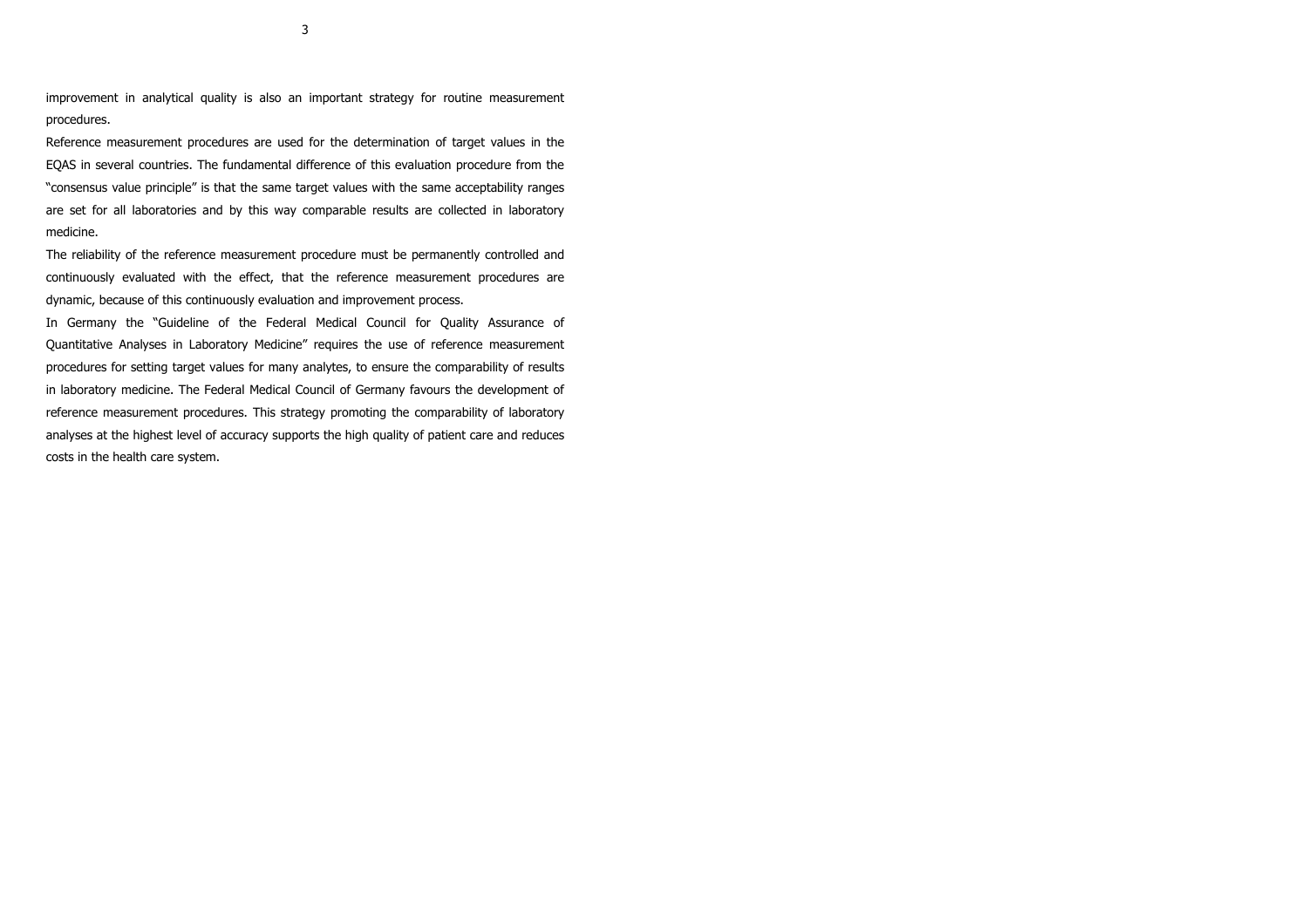improvement in analytical quality is also an important strategy for routine measurement procedures.

Reference measurement procedures are used for the determination of target values in the EQAS in several countries. The fundamental difference of this evaluation procedure from the "consensus value principle" is that the same target values with the same acceptability ranges are set for all laboratories and by this way comparable results are collected in laboratory medicine.

The reliability of the reference measurement procedure must be permanently controlled and continuously evaluated with the effect, that the reference measurement procedures are dynamic, because of this continuously evaluation and improvement process.

In Germany the "Guideline of the Federal Medical Council for Quality Assurance of Quantitative Analyses in Laboratory Medicine" requires the use of reference measurement procedures for setting target values for many analytes, to ensure the comparability of results in laboratory medicine. The Federal Medical Council of Germany favours the development of reference measurement procedures. This strategy promoting the comparability of laboratory analyses at the highest level of accuracy supports the high quality of patient care and reduces costs in the health care system.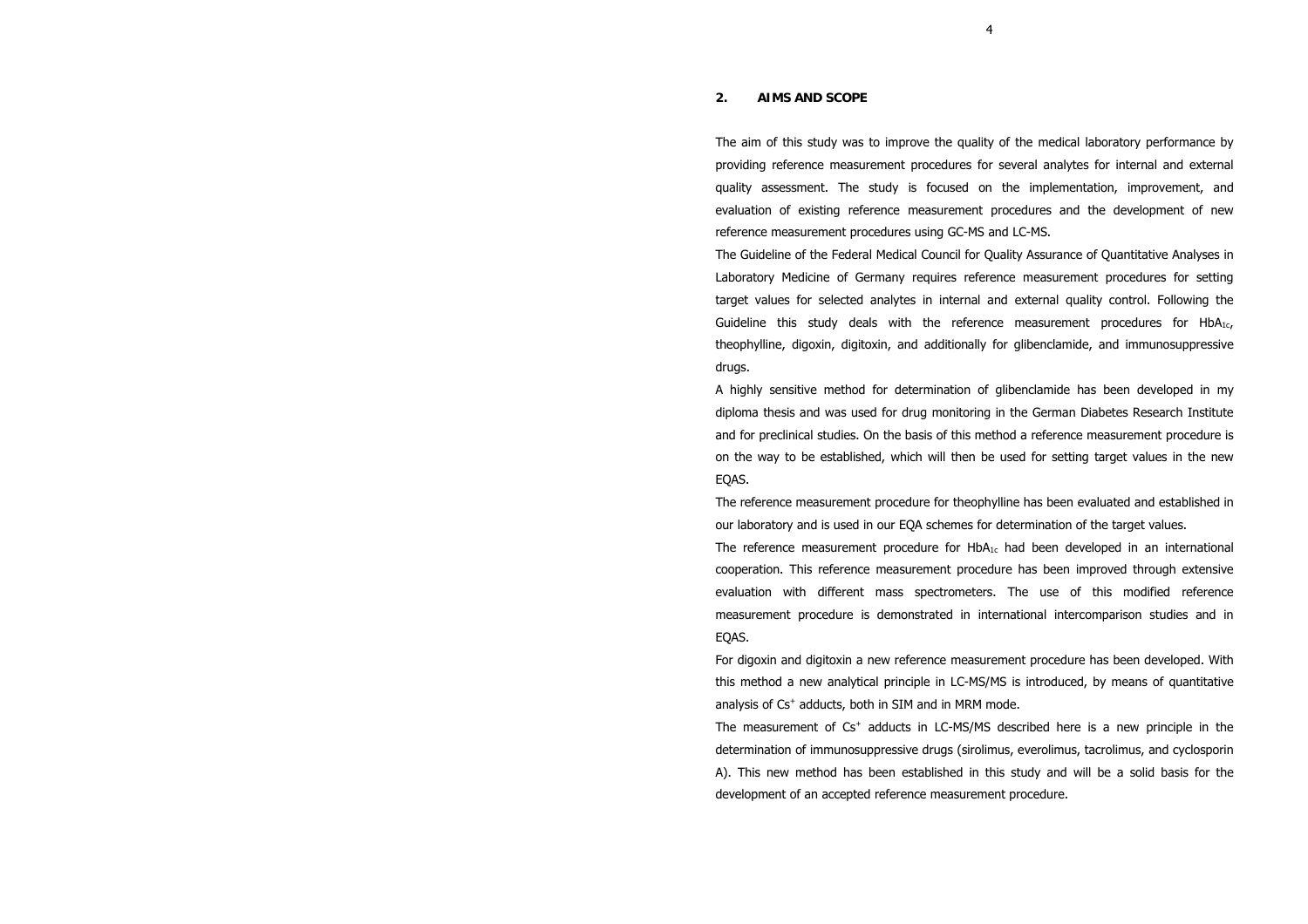## 2. AIMS AND SCOPE

The aim of this study was to improve the quality of the medical laboratory performance by providing reference measurement procedures for several analytes for internal and external quality assessment. The study is focused on the implementation, improvement, and evaluation of existing reference measurement procedures and the development of new reference measurement procedures using GC-MS and LC-MS.

The Guideline of the Federal Medical Council for Quality Assurance of Quantitative Analyses in Laboratory Medicine of Germany requires reference measurement procedures for setting target values for selected analytes in internal and external quality control. Following the Guideline this study deals with the reference measurement procedures for $HbA_{1c}$, theophylline, digoxin, digitoxin, and additionally for glibenclamide, and immunosuppressive drugs.

A highly sensitive method for determination of glibenclamide has been developed in my diploma thesis and was used for drug monitoring in the German Diabetes Research Institute and for preclinical studies. On the basis of this method a reference measurement procedure is on the way to be established, which will then be used for setting target values in the new EQAS.

The reference measurement procedure for theophylline has been evaluated and established in our laboratory and is used in our EQA schemes for determination of the target values.

The reference measurement procedure for $HbA_{1c}$ had been developed in an international cooperation. This reference measurement procedure has been improved through extensive evaluation with different mass spectrometers. The use of this modified reference measurement procedure is demonstrated in international intercomparison studies and in EQAS.

For digoxin and digitoxin a new reference measurement procedure has been developed. With this method a new analytical principle in LC-MS/MS is introduced, by means of quantitative analysis of $Cs^+$ adducts, both in SIM and in MRM mode.

The measurement of $Cs^+$ adducts in LC-MS/MS described here is a new principle in the determination of immunosuppressive drugs (sirolimus, everolimus, tacrolimus, and cyclosporin A). This new method has been established in this study and will be a solid basis for the development of an accepted reference measurement procedure.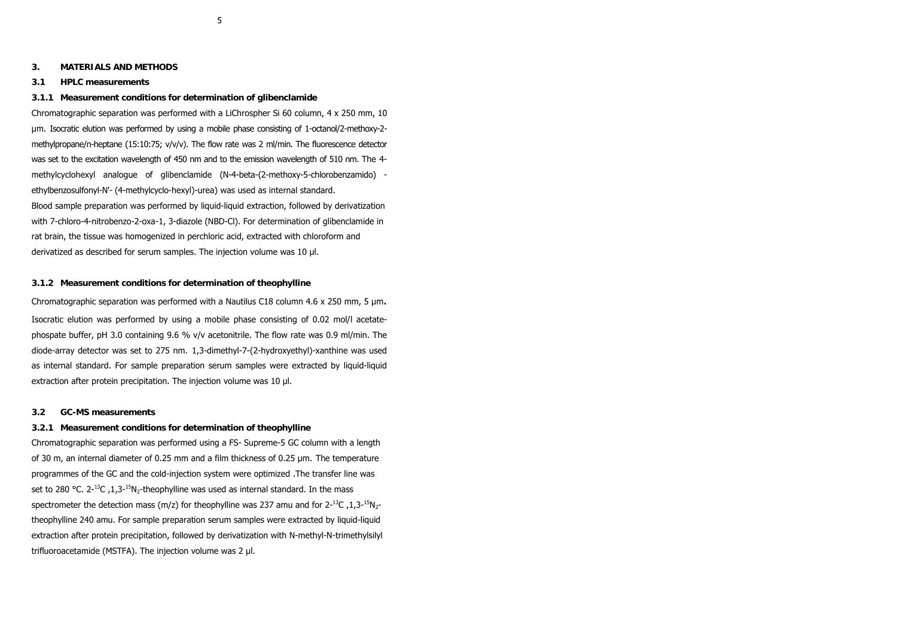# 3. MATERIALS AND METHODS

## 3.1 HPLC measurements

### 3.1.1 Measurement conditions for determination of glibenclamide

Chromatographic separation was performed with a LiChrospher Si 60 column, 4 x 250 mm, 10 µm. Isocratic elution was performed by using a mobile phase consisting of 1-octanol/2-methoxy-2-methylpropane/n-heptane (15:10:75; v/v/v). The flow rate was 2 ml/min. The fluorescence detector was set to the excitation wavelength of 450 nm and to the emission wavelength of 510 nm. The 4-methylcyclohexyl analogue of glibenclamide (N-4-beta-(2-methoxy-5-chlorobenzamido) - ethylbenzosulfonyl-N'- (4-methylcyclo-hexyl)-urea) was used as internal standard.

Blood sample preparation was performed by liquid-liquid extraction, followed by derivatization with 7-chloro-4-nitrobenzo-2-oxa-1, 3-diazole (NBD-Cl). For determination of glibenclamide in rat brain, the tissue was homogenized in perchloric acid, extracted with chloroform and derivatized as described for serum samples. The injection volume was 10 µl.

### 3.1.2 Measurement conditions for determination of theophylline

Chromatographic separation was performed with a Nautilus C18 column 4.6 x 250 mm, 5 µm. Isocratic elution was performed by using a mobile phase consisting of 0.02 mol/l acetate-phospate buffer, pH 3.0 containing 9.6 % v/v acetonitrile. The flow rate was 0.9 ml/min. The diode-array detector was set to 275 nm. 1,3-dimethyl-7-(2-hydroxyethyl)-xanthine was used as internal standard. For sample preparation serum samples were extracted by liquid-liquid extraction after protein precipitation. The injection volume was 10 µl.

## 3.2 GC-MS measurements

### 3.2.1 Measurement conditions for determination of theophylline

Chromatographic separation was performed using a FS- Supreme-5 GC column with a length of 30 m, an internal diameter of 0.25 mm and a film thickness of 0.25 µm. The temperature programmes of the GC and the cold-injection system were optimized .The transfer line was set to 280 °C. 2-$^{13}$C ,1,3-$^{15}N_2$-theophylline was used as internal standard. In the mass spectrometer the detection mass (m/z) for theophylline was 237 amu and for 2-$^{13}$C ,1,3-$^{15}N_2$-theophylline 240 amu. For sample preparation serum samples were extracted by liquid-liquid extraction after protein precipitation, followed by derivatization with N-methyl-N-trimethylsilyl trifluoroacetamide (MSTFA). The injection volume was 2 µl.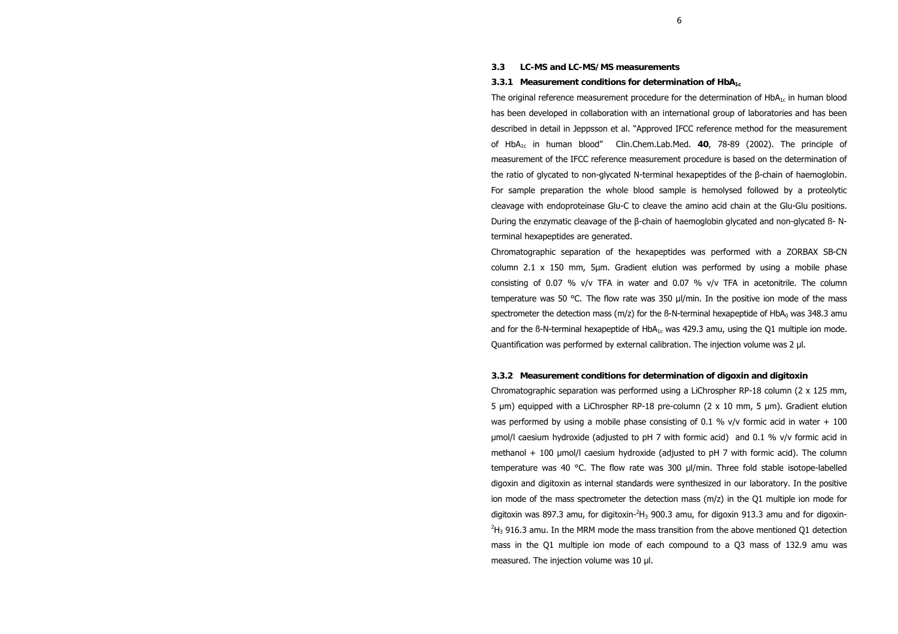### 3.3 LC-MS and LC-MS/MS measurements

#### 3.3.1 Measurement conditions for determination of $HbA_{1c}$

The original reference measurement procedure for the determination of $HbA_{1c}$ in human blood has been developed in collaboration with an international group of laboratories and has been described in detail in Jeppsson et al. "Approved IFCC reference method for the measurement of $HbA_{1c}$ in human blood" Clin.Chem.Lab.Med. **40**, 78-89 (2002). The principle of measurement of the IFCC reference measurement procedure is based on the determination of the ratio of glycated to non-glycated N-terminal hexapeptides of the β-chain of haemoglobin. For sample preparation the whole blood sample is hemolysed followed by a proteolytic cleavage with endoproteinase Glu-C to cleave the amino acid chain at the Glu-Glu positions. During the enzymatic cleavage of the β-chain of haemoglobin glycated and non-glycated ß- N-terminal hexapeptides are generated.

Chromatographic separation of the hexapeptides was performed with a ZORBAX SB-CN column 2.1 x 150 mm, 5µm. Gradient elution was performed by using a mobile phase consisting of 0.07 % v/v TFA in water and 0.07 % v/v TFA in acetonitrile. The column temperature was 50 °C. The flow rate was 350 µl/min. In the positive ion mode of the mass spectrometer the detection mass (m/z) for the ß-N-terminal hexapeptide of $HbA_0$ was 348.3 amu and for the ß-N-terminal hexapeptide of $HbA_{1c}$ was 429.3 amu, using the Q1 multiple ion mode. Quantification was performed by external calibration. The injection volume was 2 µl.

#### 3.3.2 Measurement conditions for determination of digoxin and digitoxin

Chromatographic separation was performed using a LiChrospher RP-18 column (2 x 125 mm, 5 µm) equipped with a LiChrospher RP-18 pre-column (2 x 10 mm, 5 µm). Gradient elution was performed by using a mobile phase consisting of 0.1 % v/v formic acid in water + 100 µmol/l caesium hydroxide (adjusted to pH 7 with formic acid) and 0.1 % v/v formic acid in methanol + 100 µmol/l caesium hydroxide (adjusted to pH 7 with formic acid). The column temperature was 40 °C. The flow rate was 300 µl/min. Three fold stable isotope-labelled digoxin and digitoxin as internal standards were synthesized in our laboratory. In the positive ion mode of the mass spectrometer the detection mass (m/z) in the Q1 multiple ion mode for digitoxin was 897.3 amu, for digitoxin-$^{2}H_3$ 900.3 amu, for digoxin 913.3 amu and for digoxin-$^{2}H_3$ 916.3 amu. In the MRM mode the mass transition from the above mentioned Q1 detection mass in the Q1 multiple ion mode of each compound to a Q3 mass of 132.9 amu was measured. The injection volume was 10 µl.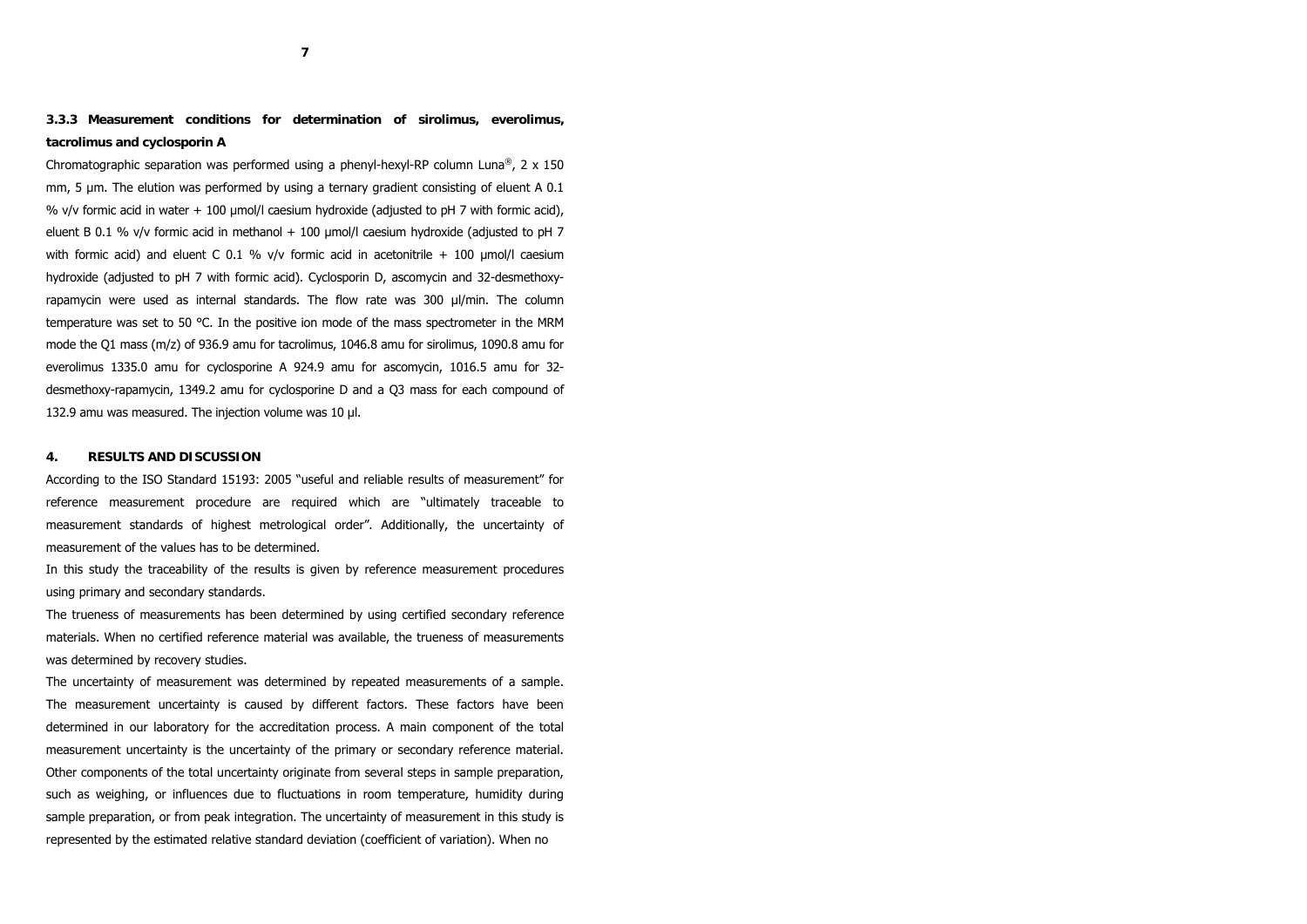### 3.3.3 Measurement conditions for determination of sirolimus, everolimus, tacrolimus and cyclosporin A

Chromatographic separation was performed using a phenyl-hexyl-RP column Luna®, 2 x 150 mm, 5 µm. The elution was performed by using a ternary gradient consisting of eluent A 0.1 % v/v formic acid in water + 100 µmol/l caesium hydroxide (adjusted to pH 7 with formic acid), eluent B 0.1 % v/v formic acid in methanol + 100 µmol/l caesium hydroxide (adjusted to pH 7 with formic acid) and eluent C 0.1 % v/v formic acid in acetonitrile + 100 µmol/l caesium hydroxide (adjusted to pH 7 with formic acid). Cyclosporin D, ascomycin and 32-desmethoxy-rapamycin were used as internal standards. The flow rate was 300 µl/min. The column temperature was set to 50 °C. In the positive ion mode of the mass spectrometer in the MRM mode the Q1 mass (m/z) of 936.9 amu for tacrolimus, 1046.8 amu for sirolimus, 1090.8 amu for everolimus 1335.0 amu for cyclosporine A 924.9 amu for ascomycin, 1016.5 amu for 32-desmethoxy-rapamycin, 1349.2 amu for cyclosporine D and a Q3 mass for each compound of 132.9 amu was measured. The injection volume was 10 µl.

## 4. RESULTS AND DISCUSSION

According to the ISO Standard 15193: 2005 "useful and reliable results of measurement" for reference measurement procedure are required which are "ultimately traceable to measurement standards of highest metrological order". Additionally, the uncertainty of measurement of the values has to be determined.

In this study the traceability of the results is given by reference measurement procedures using primary and secondary standards.

The trueness of measurements has been determined by using certified secondary reference materials. When no certified reference material was available, the trueness of measurements was determined by recovery studies.

The uncertainty of measurement was determined by repeated measurements of a sample. The measurement uncertainty is caused by different factors. These factors have been determined in our laboratory for the accreditation process. A main component of the total measurement uncertainty is the uncertainty of the primary or secondary reference material. Other components of the total uncertainty originate from several steps in sample preparation, such as weighing, or influences due to fluctuations in room temperature, humidity during sample preparation, or from peak integration. The uncertainty of measurement in this study is represented by the estimated relative standard deviation (coefficient of variation). When no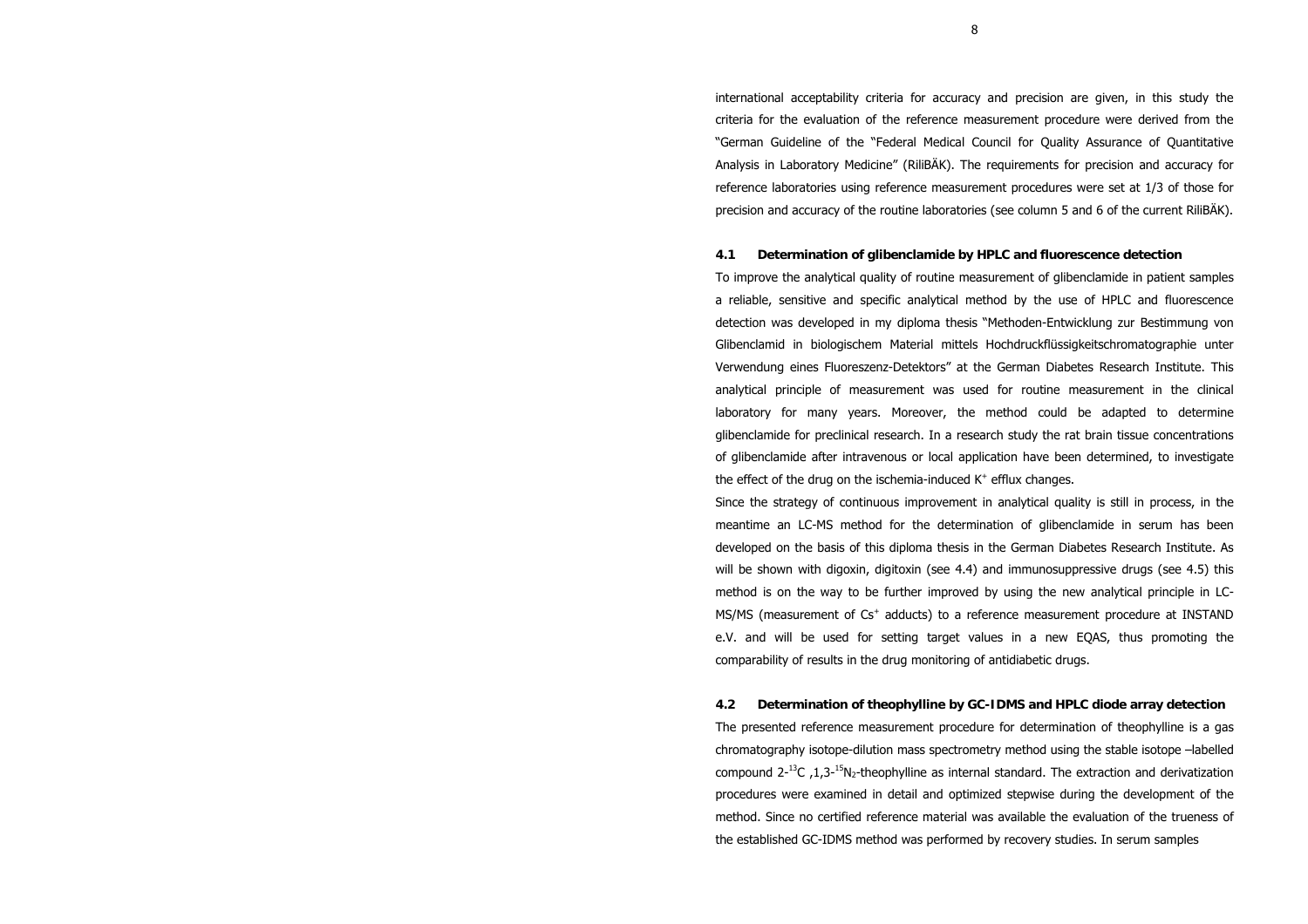international acceptability criteria for accuracy and precision are given, in this study the criteria for the evaluation of the reference measurement procedure were derived from the "German Guideline of the "Federal Medical Council for Quality Assurance of Quantitative Analysis in Laboratory Medicine" (RiliBÄK). The requirements for precision and accuracy for reference laboratories using reference measurement procedures were set at 1/3 of those for precision and accuracy of the routine laboratories (see column 5 and 6 of the current RiliBÄK).

### 4.1 Determination of glibenclamide by HPLC and fluorescence detection

To improve the analytical quality of routine measurement of glibenclamide in patient samples a reliable, sensitive and specific analytical method by the use of HPLC and fluorescence detection was developed in my diploma thesis "Methoden-Entwicklung zur Bestimmung von Glibenclamid in biologischem Material mittels Hochdruckflüssigkeitschromatographie unter Verwendung eines Fluoreszenz-Detektors" at the German Diabetes Research Institute. This analytical principle of measurement was used for routine measurement in the clinical laboratory for many years. Moreover, the method could be adapted to determine glibenclamide for preclinical research. In a research study the rat brain tissue concentrations of glibenclamide after intravenous or local application have been determined, to investigate the effect of the drug on the ischemia-induced $K^+$ efflux changes.

Since the strategy of continuous improvement in analytical quality is still in process, in the meantime an LC-MS method for the determination of glibenclamide in serum has been developed on the basis of this diploma thesis in the German Diabetes Research Institute. As will be shown with digoxin, digitoxin (see 4.4) and immunosuppressive drugs (see 4.5) this method is on the way to be further improved by using the new analytical principle in LC-MS/MS (measurement of $Cs^+$ adducts) to a reference measurement procedure at INSTAND e.V. and will be used for setting target values in a new EQAS, thus promoting the comparability of results in the drug monitoring of antidiabetic drugs.

### 4.2 Determination of theophylline by GC-IDMS and HPLC diode array detection

The presented reference measurement procedure for determination of theophylline is a gas chromatography isotope-dilution mass spectrometry method using the stable isotope –labelled compound 2-$^{13}C$ ,1,3-$^{15}N_2$-theophylline as internal standard. The extraction and derivatization procedures were examined in detail and optimized stepwise during the development of the method. Since no certified reference material was available the evaluation of the trueness of the established GC-IDMS method was performed by recovery studies. In serum samples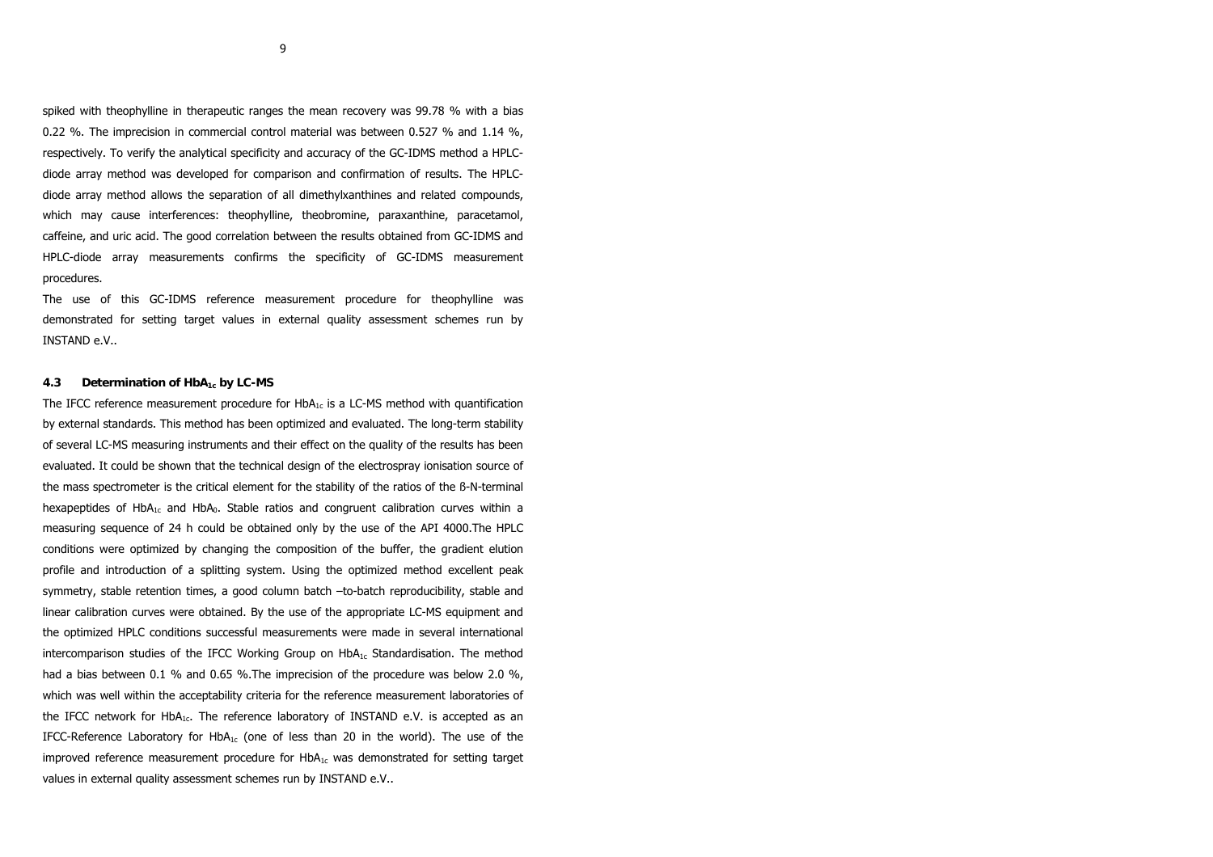spiked with theophylline in therapeutic ranges the mean recovery was 99.78 % with a bias 0.22 %. The imprecision in commercial control material was between 0.527 % and 1.14 %, respectively. To verify the analytical specificity and accuracy of the GC-IDMS method a HPLC-diode array method was developed for comparison and confirmation of results. The HPLC-diode array method allows the separation of all dimethylxanthines and related compounds, which may cause interferences: theophylline, theobromine, paraxanthine, paracetamol, caffeine, and uric acid. The good correlation between the results obtained from GC-IDMS and HPLC-diode array measurements confirms the specificity of GC-IDMS measurement procedures.

The use of this GC-IDMS reference measurement procedure for theophylline was demonstrated for setting target values in external quality assessment schemes run by INSTAND e.V..

### 4.3 Determination of $HbA_{1c}$ by LC-MS

The IFCC reference measurement procedure for $HbA_{1c}$ is a LC-MS method with quantification by external standards. This method has been optimized and evaluated. The long-term stability of several LC-MS measuring instruments and their effect on the quality of the results has been evaluated. It could be shown that the technical design of the electrospray ionisation source of the mass spectrometer is the critical element for the stability of the ratios of the ß-N-terminal hexapeptides of $HbA_{1c}$ and $HbA_0$. Stable ratios and congruent calibration curves within a measuring sequence of 24 h could be obtained only by the use of the API 4000.The HPLC conditions were optimized by changing the composition of the buffer, the gradient elution profile and introduction of a splitting system. Using the optimized method excellent peak symmetry, stable retention times, a good column batch –to-batch reproducibility, stable and linear calibration curves were obtained. By the use of the appropriate LC-MS equipment and the optimized HPLC conditions successful measurements were made in several international intercomparison studies of the IFCC Working Group on $HbA_{1c}$ Standardisation. The method had a bias between 0.1 % and 0.65 %.The imprecision of the procedure was below 2.0 %, which was well within the acceptability criteria for the reference measurement laboratories of the IFCC network for $HbA_{1c}$. The reference laboratory of INSTAND e.V. is accepted as an IFCC-Reference Laboratory for $HbA_{1c}$ (one of less than 20 in the world). The use of the improved reference measurement procedure for $HbA_{1c}$ was demonstrated for setting target values in external quality assessment schemes run by INSTAND e.V..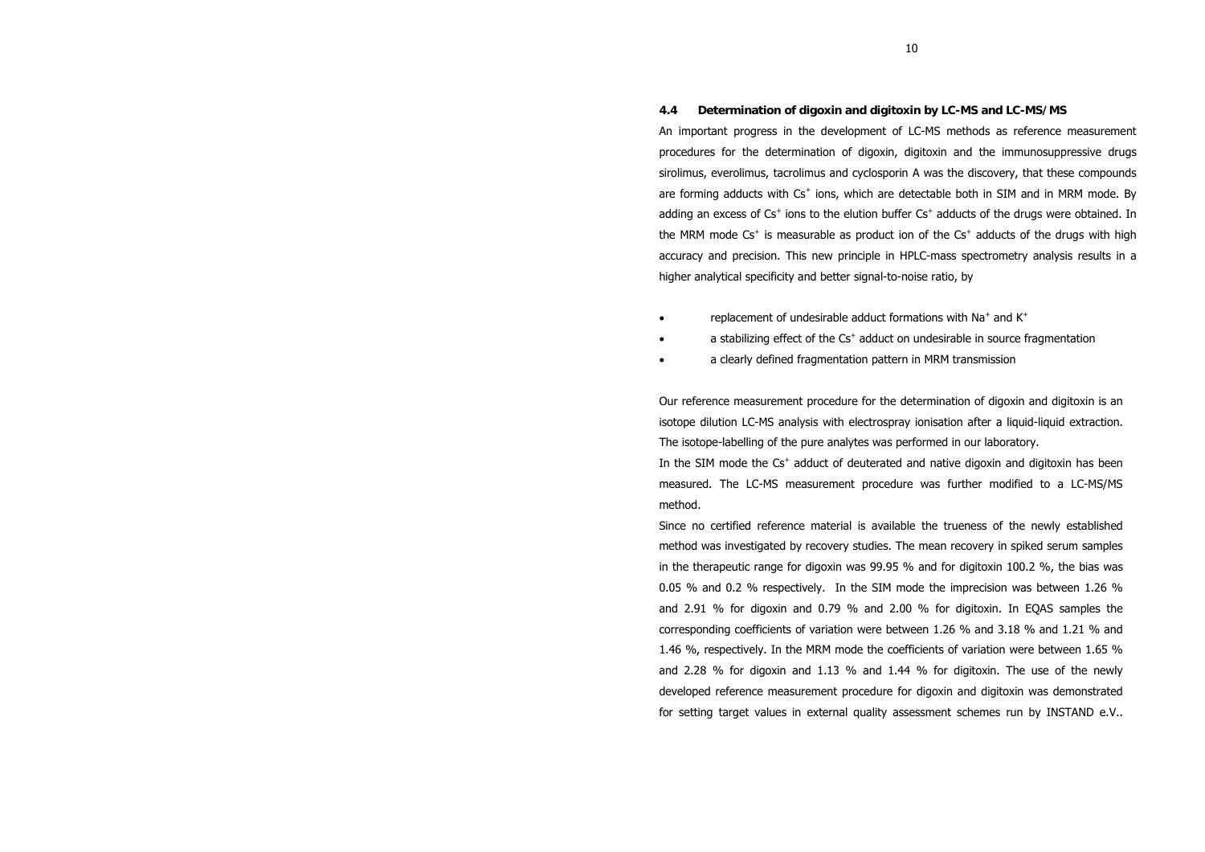### 4.4 Determination of digoxin and digitoxin by LC-MS and LC-MS/MS

An important progress in the development of LC-MS methods as reference measurement procedures for the determination of digoxin, digitoxin and the immunosuppressive drugs sirolimus, everolimus, tacrolimus and cyclosporin A was the discovery, that these compounds are forming adducts with $Cs^+$ ions, which are detectable both in SIM and in MRM mode. By adding an excess of $Cs^+$ ions to the elution buffer $Cs^+$ adducts of the drugs were obtained. In the MRM mode $Cs^+$ is measurable as product ion of the $Cs^+$ adducts of the drugs with high accuracy and precision. This new principle in HPLC-mass spectrometry analysis results in a higher analytical specificity and better signal-to-noise ratio, by

- replacement of undesirable adduct formations with $Na^+$ and $K^+$
- a stabilizing effect of the $Cs^+$ adduct on undesirable in source fragmentation
- a clearly defined fragmentation pattern in MRM transmission

Our reference measurement procedure for the determination of digoxin and digitoxin is an isotope dilution LC-MS analysis with electrospray ionisation after a liquid-liquid extraction. The isotope-labelling of the pure analytes was performed in our laboratory.

In the SIM mode the $Cs^+$ adduct of deuterated and native digoxin and digitoxin has been measured. The LC-MS measurement procedure was further modified to a LC-MS/MS method.

Since no certified reference material is available the trueness of the newly established method was investigated by recovery studies. The mean recovery in spiked serum samples in the therapeutic range for digoxin was 99.95 % and for digitoxin 100.2 %, the bias was 0.05 % and 0.2 % respectively. In the SIM mode the imprecision was between 1.26 % and 2.91 % for digoxin and 0.79 % and 2.00 % for digitoxin. In EQAS samples the corresponding coefficients of variation were between 1.26 % and 3.18 % and 1.21 % and 1.46 %, respectively. In the MRM mode the coefficients of variation were between 1.65 % and 2.28 % for digoxin and 1.13 % and 1.44 % for digitoxin. The use of the newly developed reference measurement procedure for digoxin and digitoxin was demonstrated for setting target values in external quality assessment schemes run by INSTAND e.V..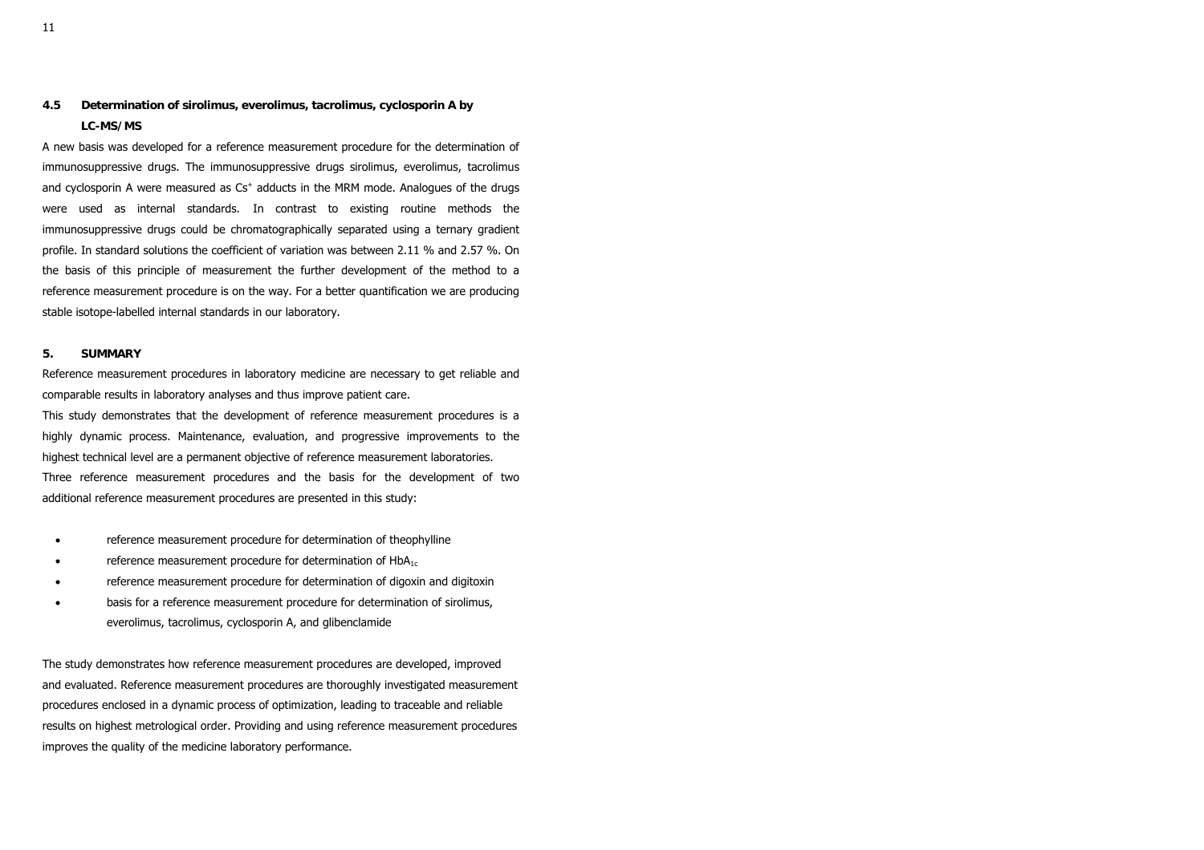### 4.5 Determination of sirolimus, everolimus, tacrolimus, cyclosporin A by LC-MS/MS

A new basis was developed for a reference measurement procedure for the determination of immunosuppressive drugs. The immunosuppressive drugs sirolimus, everolimus, tacrolimus and cyclosporin A were measured as $Cs^+$ adducts in the MRM mode. Analogues of the drugs were used as internal standards. In contrast to existing routine methods the immunosuppressive drugs could be chromatographically separated using a ternary gradient profile. In standard solutions the coefficient of variation was between 2.11 % and 2.57 %. On the basis of this principle of measurement the further development of the method to a reference measurement procedure is on the way. For a better quantification we are producing stable isotope-labelled internal standards in our laboratory.

## 5. SUMMARY

Reference measurement procedures in laboratory medicine are necessary to get reliable and comparable results in laboratory analyses and thus improve patient care.

This study demonstrates that the development of reference measurement procedures is a highly dynamic process. Maintenance, evaluation, and progressive improvements to the highest technical level are a permanent objective of reference measurement laboratories.

Three reference measurement procedures and the basis for the development of two additional reference measurement procedures are presented in this study:

- reference measurement procedure for determination of theophylline
- reference measurement procedure for determination of $HbA_{1c}$
- reference measurement procedure for determination of digoxin and digitoxin
- basis for a reference measurement procedure for determination of sirolimus, everolimus, tacrolimus, cyclosporin A, and glibenclamide

The study demonstrates how reference measurement procedures are developed, improved and evaluated. Reference measurement procedures are thoroughly investigated measurement procedures enclosed in a dynamic process of optimization, leading to traceable and reliable results on highest metrological order. Providing and using reference measurement procedures improves the quality of the medicine laboratory performance.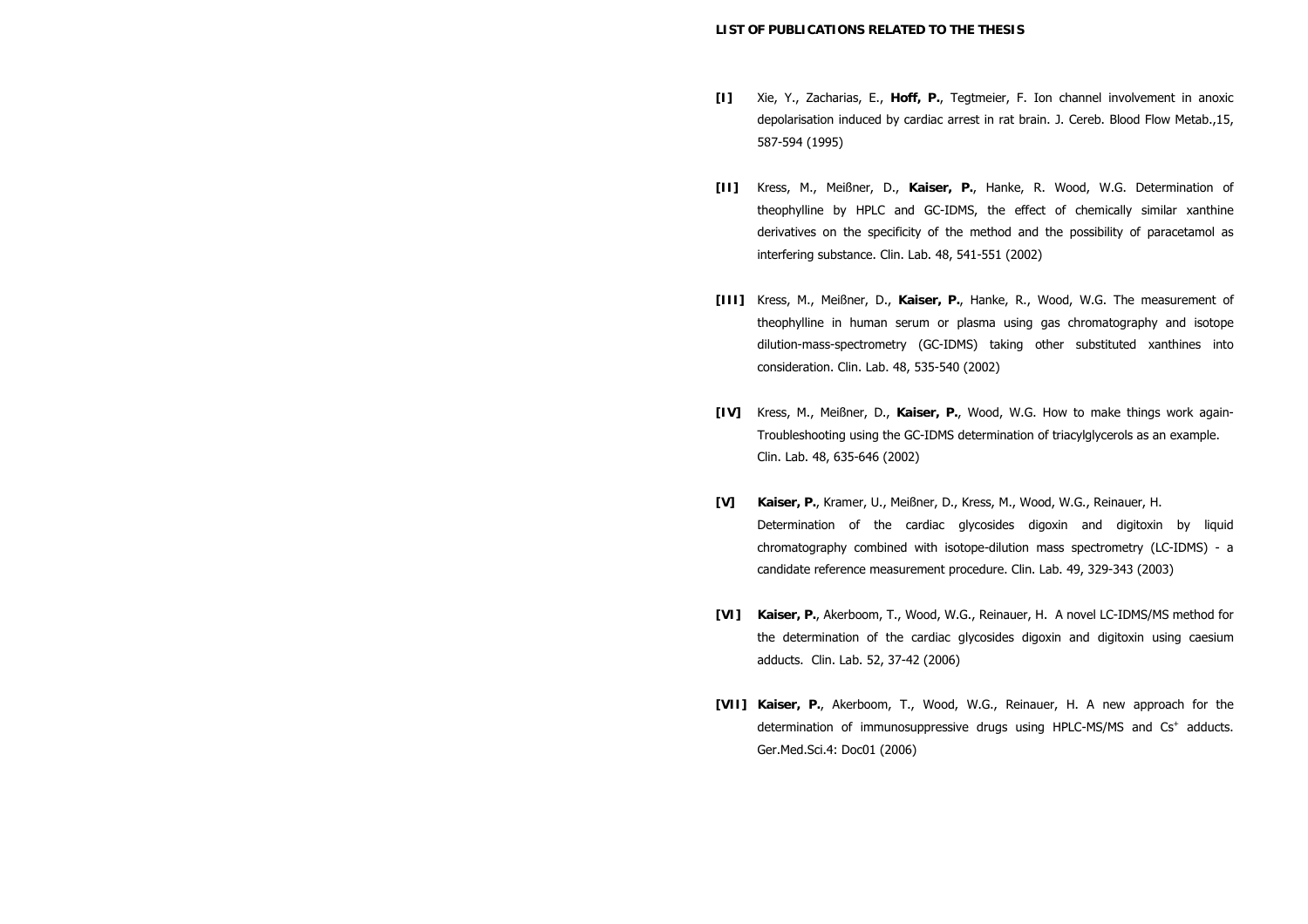**LIST OF PUBLICATIONS RELATED TO THE THESIS**

**[I]** Xie, Y., Zacharias, E., **Hoff, P.**, Tegtmeier, F. Ion channel involvement in anoxic depolarisation induced by cardiac arrest in rat brain. J. Cereb. Blood Flow Metab.,15, 587-594 (1995)

**[II]** Kress, M., Meißner, D., **Kaiser, P.**, Hanke, R. Wood, W.G. Determination of theophylline by HPLC and GC-IDMS, the effect of chemically similar xanthine derivatives on the specificity of the method and the possibility of paracetamol as interfering substance. Clin. Lab. 48, 541-551 (2002)

**[III]** Kress, M., Meißner, D., **Kaiser, P.**, Hanke, R., Wood, W.G. The measurement of theophylline in human serum or plasma using gas chromatography and isotope dilution-mass-spectrometry (GC-IDMS) taking other substituted xanthines into consideration. Clin. Lab. 48, 535-540 (2002)

**[IV]** Kress, M., Meißner, D., **Kaiser, P.**, Wood, W.G. How to make things work again-Troubleshooting using the GC-IDMS determination of triacylglycerols as an example. Clin. Lab. 48, 635-646 (2002)

**[V]** **Kaiser, P.**, Kramer, U., Meißner, D., Kress, M., Wood, W.G., Reinauer, H. Determination of the cardiac glycosides digoxin and digitoxin by liquid chromatography combined with isotope-dilution mass spectrometry (LC-IDMS) - a candidate reference measurement procedure. Clin. Lab. 49, 329-343 (2003)

**[VI]** **Kaiser, P.**, Akerboom, T., Wood, W.G., Reinauer, H. A novel LC-IDMS/MS method for the determination of the cardiac glycosides digoxin and digitoxin using caesium adducts. Clin. Lab. 52, 37-42 (2006)

**[VII]** **Kaiser, P.**, Akerboom, T., Wood, W.G., Reinauer, H. A new approach for the determination of immunosuppressive drugs using HPLC-MS/MS and $Cs^+$ adducts. Ger.Med.Sci.4: Doc01 (2006)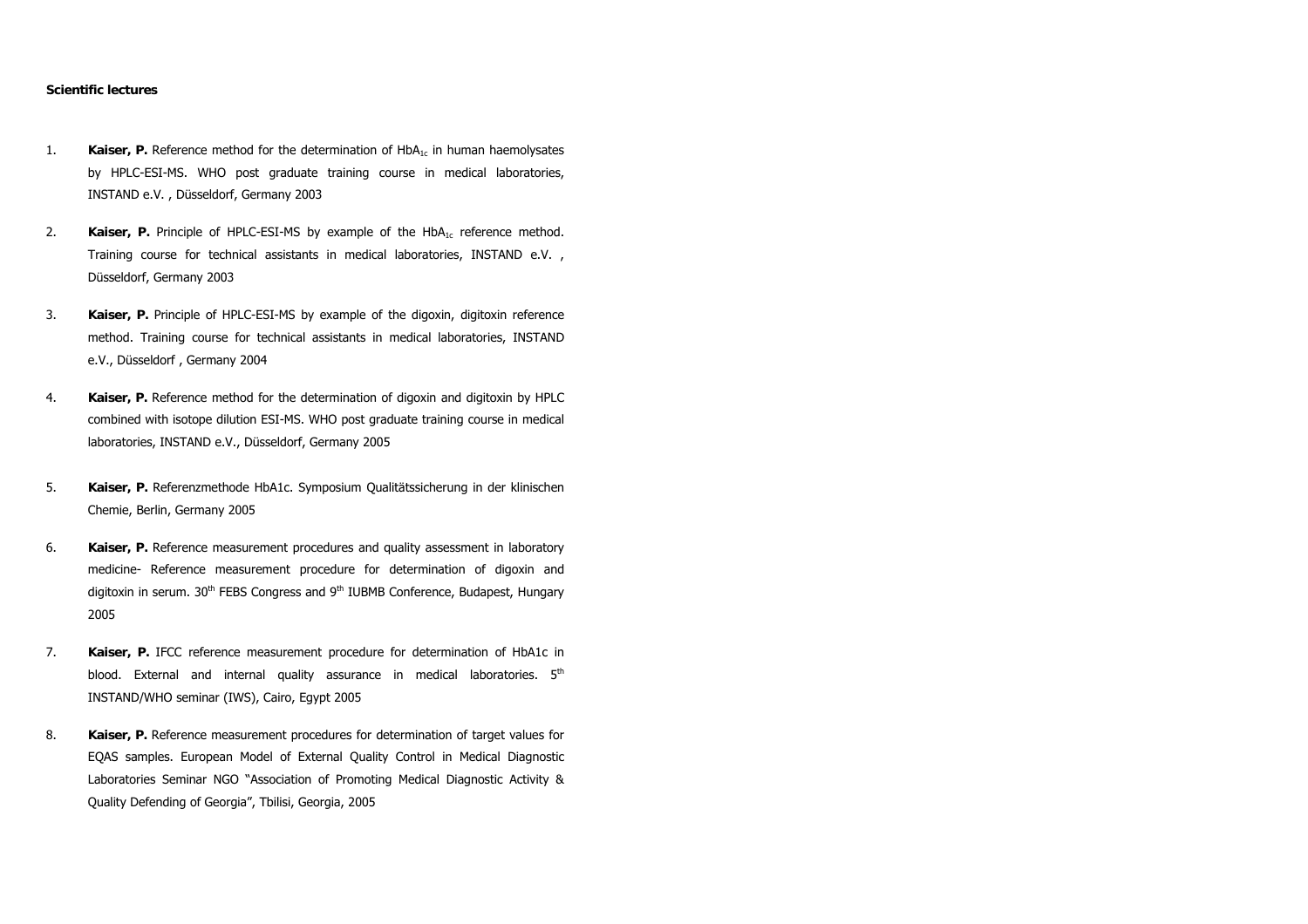**Scientific lectures**

1. **Kaiser, P.** Reference method for the determination of $HbA_{1c}$ in human haemolysates by HPLC-ESI-MS. WHO post graduate training course in medical laboratories, INSTAND e.V. , Düsseldorf, Germany 2003

2. **Kaiser, P.** Principle of HPLC-ESI-MS by example of the $HbA_{1c}$ reference method. Training course for technical assistants in medical laboratories, INSTAND e.V. , Düsseldorf, Germany 2003

3. **Kaiser, P.** Principle of HPLC-ESI-MS by example of the digoxin, digitoxin reference method. Training course for technical assistants in medical laboratories, INSTAND e.V., Düsseldorf , Germany 2004

4. **Kaiser, P.** Reference method for the determination of digoxin and digitoxin by HPLC combined with isotope dilution ESI-MS. WHO post graduate training course in medical laboratories, INSTAND e.V., Düsseldorf, Germany 2005

5. **Kaiser, P.** Referenzmethode HbA1c. Symposium Qualitätssicherung in der klinischen Chemie, Berlin, Germany 2005

6. **Kaiser, P.** Reference measurement procedures and quality assessment in laboratory medicine- Reference measurement procedure for determination of digoxin and digitoxin in serum. 30th FEBS Congress and 9th IUBMB Conference, Budapest, Hungary 2005

7. **Kaiser, P.** IFCC reference measurement procedure for determination of HbA1c in blood. External and internal quality assurance in medical laboratories. 5th INSTAND/WHO seminar (IWS), Cairo, Egypt 2005

8. **Kaiser, P.** Reference measurement procedures for determination of target values for EQAS samples. European Model of External Quality Control in Medical Diagnostic Laboratories Seminar NGO "Association of Promoting Medical Diagnostic Activity & Quality Defending of Georgia", Tbilisi, Georgia, 2005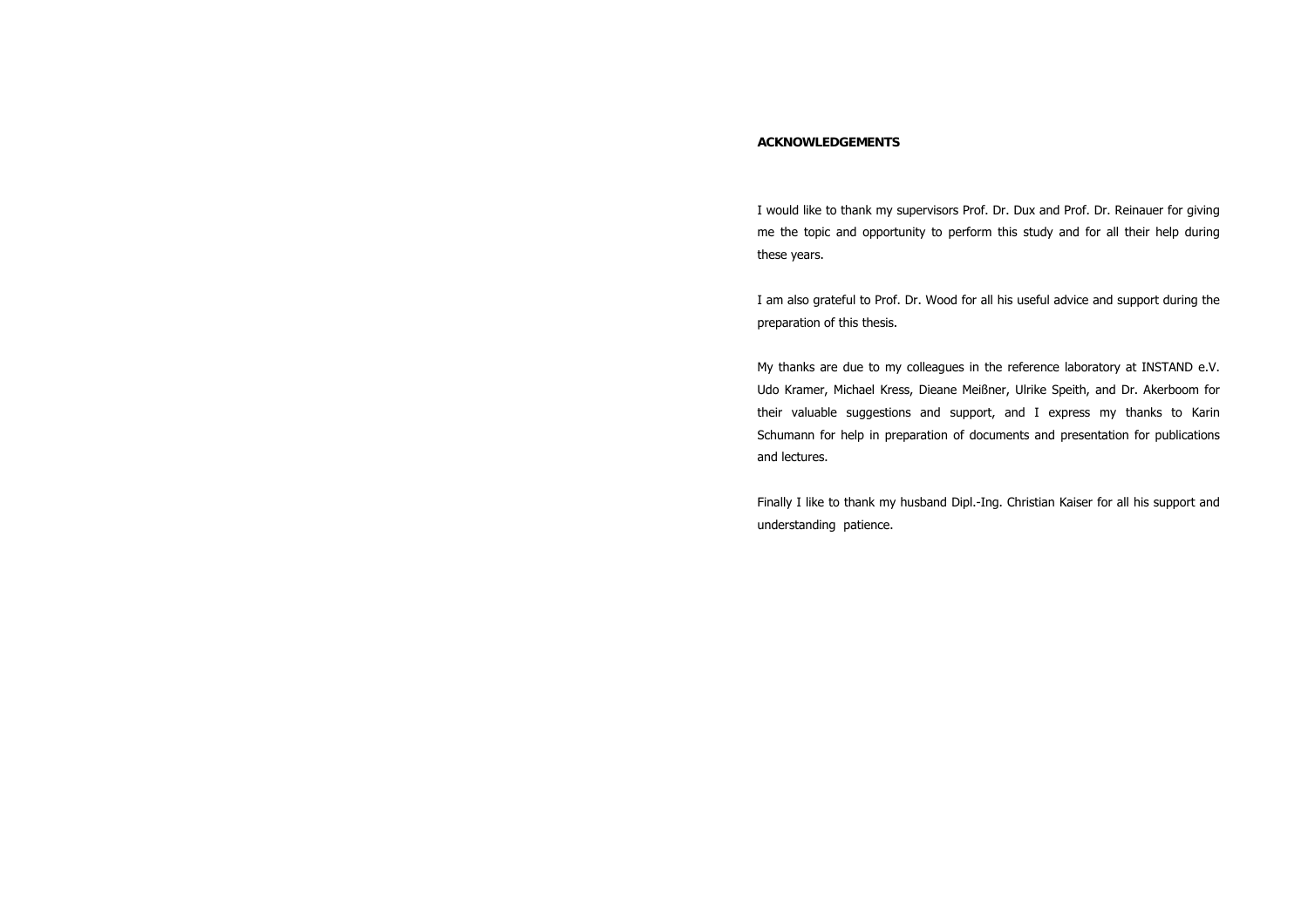**ACKNOWLEDGEMENTS**

I would like to thank my supervisors Prof. Dr. Dux and Prof. Dr. Reinauer for giving me the topic and opportunity to perform this study and for all their help during these years.

I am also grateful to Prof. Dr. Wood for all his useful advice and support during the preparation of this thesis.

My thanks are due to my colleagues in the reference laboratory at INSTAND e.V. Udo Kramer, Michael Kress, Dieane Meißner, Ulrike Speith, and Dr. Akerboom for their valuable suggestions and support, and I express my thanks to Karin Schumann for help in preparation of documents and presentation for publications and lectures.

Finally I like to thank my husband Dipl.-Ing. Christian Kaiser for all his support and understanding  patience.